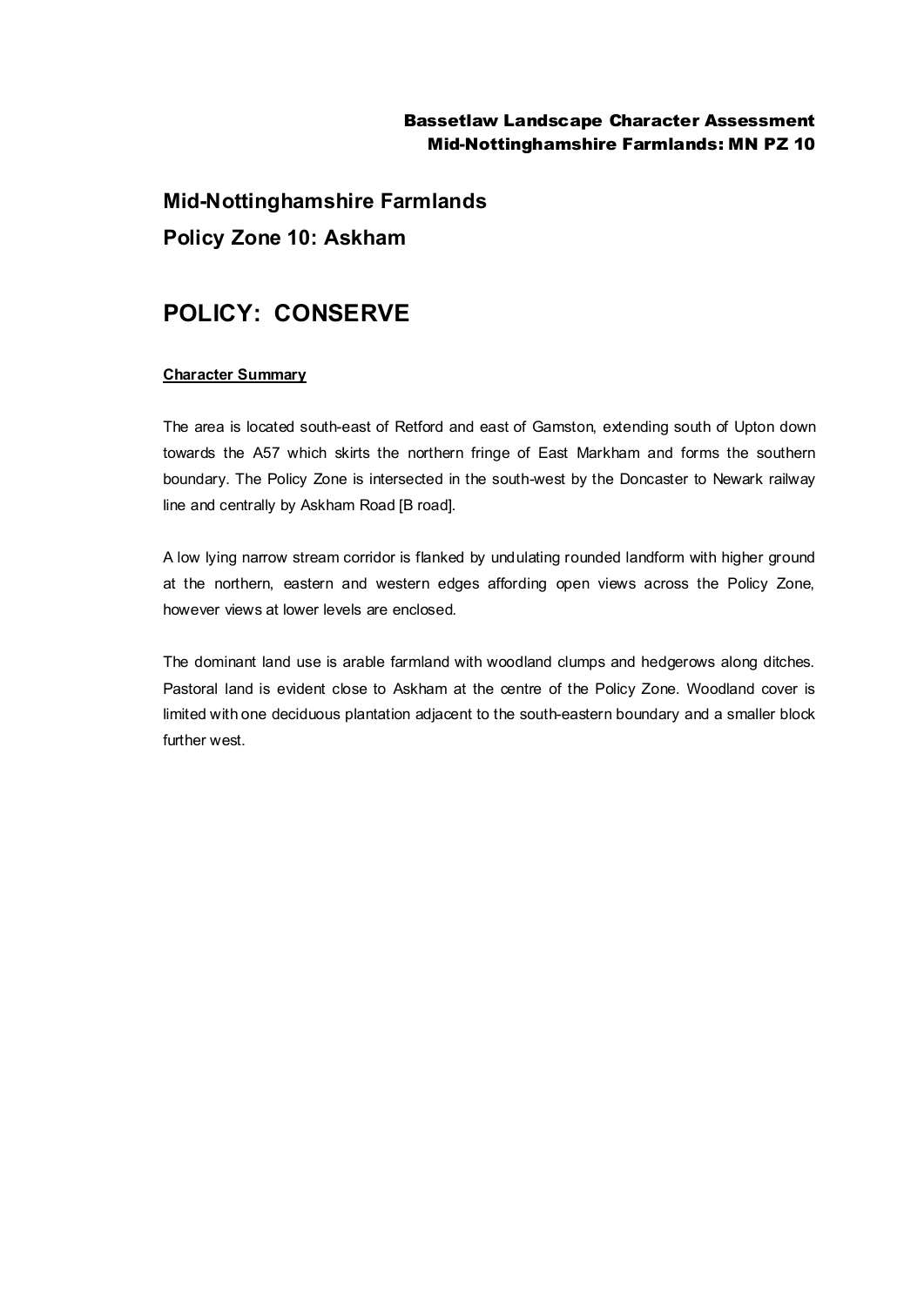# Mid-Nottinghamshire Farmlands

## Policy Zone 10: Askham

# POLICY: CONSERVE

**Character Summary**

The area is located south-east of Retford and east of Gamston, extending south of Upton down towards the A57 which skirts the northern fringe of East Markham and forms the southern boundary. The Policy Zone is intersected in the south-west by the Doncaster to Newark railway line and centrally by Askham Road [B road].

A low lying narrow stream corridor is flanked by undulating rounded landform with higher ground at the northern, eastern and western edges affording open views across the Policy Zone, however views at lower levels are enclosed.

The dominant land use is arable farmland with woodland clumps and hedgerows along ditches. Pastoral land is evident close to Askham at the centre of the Policy Zone. Woodland cover is limited with one deciduous plantation adjacent to the south-eastern boundary and a smaller block further west.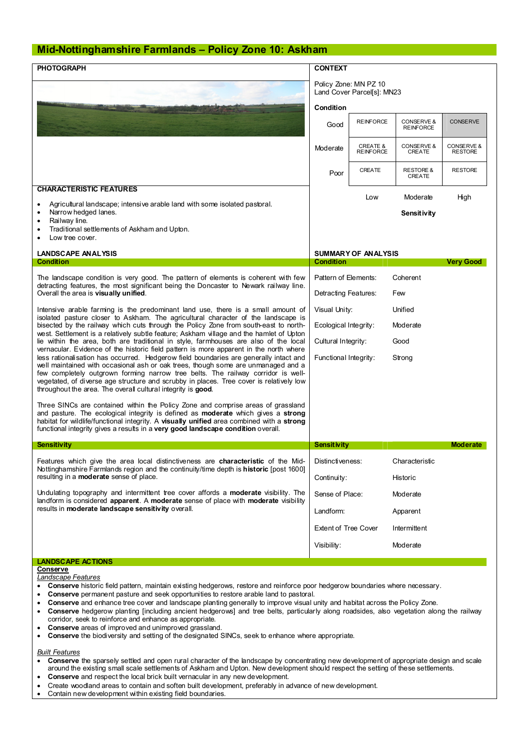# Mid-Nottinghamshire Farmlands – Policy Zone 10: Askham

## PHOTOGRAPH

## CONTEXT

Policy Zone: MN PZ 10
Land Cover Parcel[s]: MN23

**Condition**

| | | | |
|---|---|---|---|
| Good | REINFORCE | CONSERVE & REINFORCE | CONSERVE |
| Moderate | CREATE & REINFORCE | CONSERVE & CREATE | CONSERVE & RESTORE |
| Poor | CREATE | RESTORE & CREATE | RESTORE |
| | Low | Moderate | High |
| | | **Sensitivity** | |

## CHARACTERISTIC FEATURES

- Agricultural landscape; intensive arable land with some isolated pastoral.
- Narrow hedged lanes.
- Railway line.
- Traditional settlements of Askham and Upton.
- Low tree cover.

## LANDSCAPE ANALYSIS

### Condition

The landscape condition is very good. The pattern of elements is coherent with few detracting features, the most significant being the Doncaster to Newark railway line. Overall the area is **visually unified**.

Intensive arable farming is the predominant land use, there is a small amount of isolated pasture closer to Askham. The agricultural character of the landscape is bisected by the railway which cuts through the Policy Zone from south-east to north-west. Settlement is a relatively subtle feature; Askham village and the hamlet of Upton lie within the area, both are traditional in style, farmhouses are also of the local vernacular. Evidence of the historic field pattern is more apparent in the north where less rationalisation has occurred. Hedgerow field boundaries are generally intact and well maintained with occasional ash or oak trees, though some are unmanaged and a few completely outgrown forming narrow tree belts. The railway corridor is well-vegetated, of diverse age structure and scrubby in places. Tree cover is relatively low throughout the area. The overall cultural integrity is **good**.

Three SINCs are contained within the Policy Zone and comprise areas of grassland and pasture. The ecological integrity is defined as **moderate** which gives a **strong** habitat for wildlife/functional integrity. A **visually unified** area combined with a **strong** functional integrity gives a results in a **very good landscape condition** overall.

## SUMMARY OF ANALYSIS

| Condition | Very Good |
|---|---|
| Pattern of Elements: | Coherent |
| Detracting Features: | Few |
| Visual Unity: | Unified |
| Ecological Integrity: | Moderate |
| Cultural Integrity: | Good |
| Functional Integrity: | Strong |

### Sensitivity

Features which give the area local distinctiveness are **characteristic** of the Mid-Nottinghamshire Farmlands region and the continuity/time depth is **historic** [post 1600] resulting in a **moderate** sense of place.

Undulating topography and intermittent tree cover affords a **moderate** visibility. The landform is considered **apparent**. A **moderate** sense of place with **moderate** visibility results in **moderate landscape sensitivity** overall.

| Sensitivity | Moderate |
|---|---|
| Distinctiveness: | Characteristic |
| Continuity: | Historic |
| Sense of Place: | Moderate |
| Landform: | Apparent |
| Extent of Tree Cover | Intermittent |
| Visibility: | Moderate |

## LANDSCAPE ACTIONS

**Conserve**

*Landscape Features*

- **Conserve** historic field pattern, maintain existing hedgerows, restore and reinforce poor hedgerow boundaries where necessary.
- **Conserve** permanent pasture and seek opportunities to restore arable land to pastoral.
- **Conserve** and enhance tree cover and landscape planting generally to improve visual unity and habitat across the Policy Zone.
- **Conserve** hedgerow planting [including ancient hedgerows] and tree belts, particularly along roadsides, also vegetation along the railway corridor, seek to reinforce and enhance as appropriate.
- **Conserve** areas of improved and unimproved grassland.
- **Conserve** the biodiversity and setting of the designated SINCs, seek to enhance where appropriate.

*Built Features*

- **Conserve** the sparsely settled and open rural character of the landscape by concentrating new development of appropriate design and scale around the existing small scale settlements of Askham and Upton. New development should respect the setting of these settlements.
- **Conserve** and respect the local brick built vernacular in any new development.
- Create woodland areas to contain and soften built development, preferably in advance of new development.
- Contain new development within existing field boundaries.